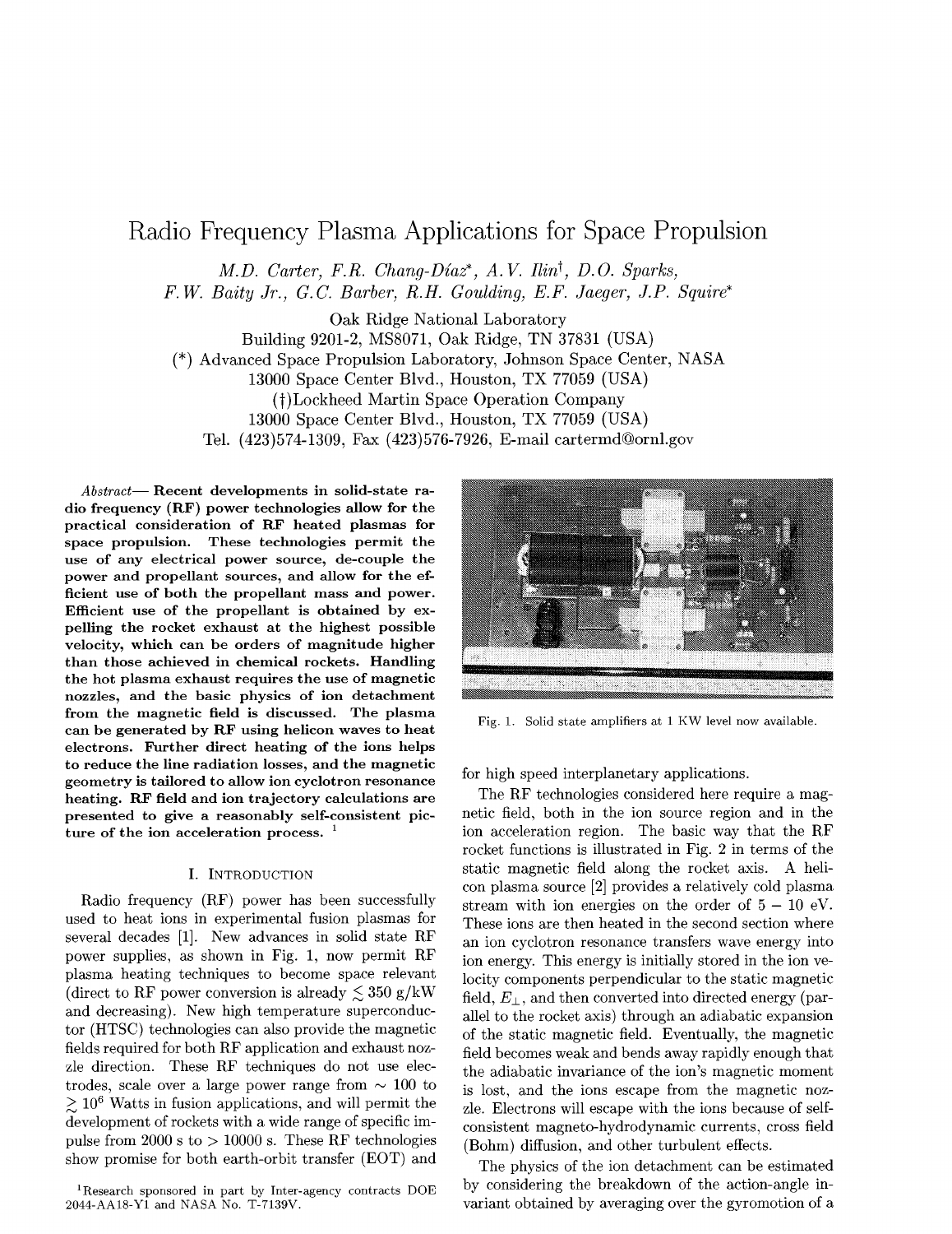# Radio Frequency Plasma Applications for Space Propulsion

*M.D. Carter, F.R. Chang-Díaz\*, A.V. Ilin†, D.O. Sparks, F.W. Baity Jr., G.C. Barber, R.H. Goulding, E.F. Jaeger, J.P. Squire\**

Oak Ridge National Laboratory
Building 9201-2, MS8071, Oak Ridge, TN 37831 (USA)
(\*) Advanced Space Propulsion Laboratory, Johnson Space Center, NASA
13000 Space Center Blvd., Houston, TX 77059 (USA)
(†)Lockheed Martin Space Operation Company
13000 Space Center Blvd., Houston, TX 77059 (USA)
Tel. (423)574-1309, Fax (423)576-7926, E-mail cartermd@ornl.gov

*Abstract*— **Recent developments in solid-state radio frequency (RF) power technologies allow for the practical consideration of RF heated plasmas for space propulsion. These technologies permit the use of any electrical power source, de-couple the power and propellant sources, and allow for the efficient use of both the propellant mass and power. Efficient use of the propellant is obtained by expelling the rocket exhaust at the highest possible velocity, which can be orders of magnitude higher than those achieved in chemical rockets. Handling the hot plasma exhaust requires the use of magnetic nozzles, and the basic physics of ion detachment from the magnetic field is discussed. The plasma can be generated by RF using helicon waves to heat electrons. Further direct heating of the ions helps to reduce the line radiation losses, and the magnetic geometry is tailored to allow ion cyclotron resonance heating. RF field and ion trajectory calculations are presented to give a reasonably self-consistent picture of the ion acceleration process.** [1]

## I. Introduction

Radio frequency (RF) power has been successfully used to heat ions in experimental fusion plasmas for several decades [1]. New advances in solid state RF power supplies, as shown in Fig. 1, now permit RF plasma heating techniques to become space relevant (direct to RF power conversion is already $\lesssim 350$ g/kW and decreasing). New high temperature superconductor (HTSC) technologies can also provide the magnetic fields required for both RF application and exhaust nozzle direction. These RF techniques do not use electrodes, scale over a large power range from $\sim 100$ to $\gtrsim 10^6$ Watts in fusion applications, and will permit the development of rockets with a wide range of specific impulse from 2000 s to > 10000 s. These RF technologies show promise for both earth-orbit transfer (EOT) and for high speed interplanetary applications.

Fig. 1. Solid state amplifiers at 1 KW level now available.

The RF technologies considered here require a magnetic field, both in the ion source region and in the ion acceleration region. The basic way that the RF rocket functions is illustrated in Fig. 2 in terms of the static magnetic field along the rocket axis. A helicon plasma source [2] provides a relatively cold plasma stream with ion energies on the order of $5-10$ eV. These ions are then heated in the second section where an ion cyclotron resonance transfers wave energy into ion energy. This energy is initially stored in the ion velocity components perpendicular to the static magnetic field, $E_\perp$, and then converted into directed energy (parallel to the rocket axis) through an adiabatic expansion of the static magnetic field. Eventually, the magnetic field becomes weak and bends away rapidly enough that the adiabatic invariance of the ion's magnetic moment is lost, and the ions escape from the magnetic nozzle. Electrons will escape with the ions because of self-consistent magneto-hydrodynamic currents, cross field (Bohm) diffusion, and other turbulent effects.

The physics of the ion detachment can be estimated by considering the breakdown of the action-angle invariant obtained by averaging over the gyromotion of a

[1] Research sponsored in part by Inter-agency contracts DOE 2044-AA18-Y1 and NASA No. T-7139V.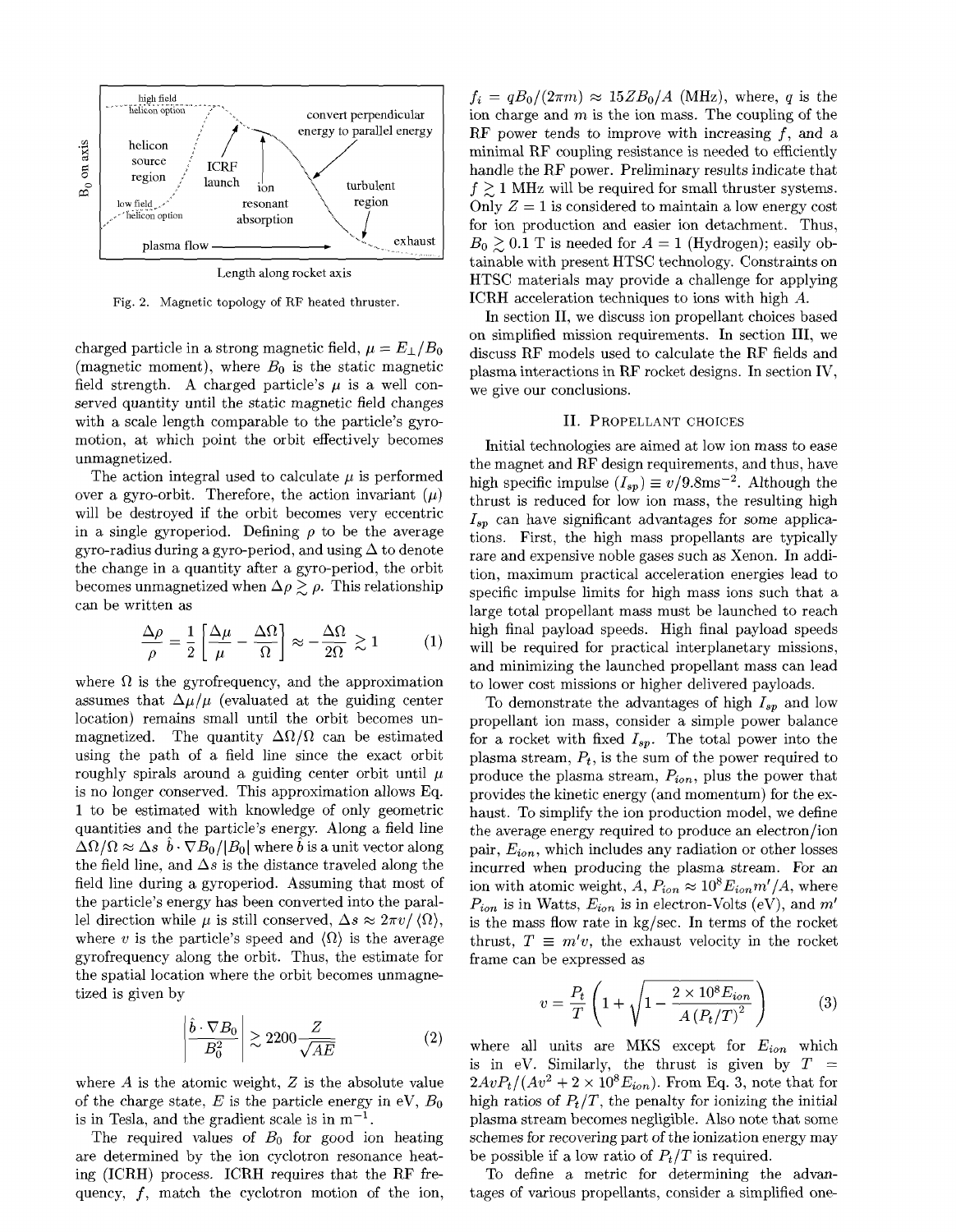Fig. 2. Magnetic topology of RF heated thruster.

charged particle in a strong magnetic field, $\mu = E_\perp/B_0$ (magnetic moment), where $B_0$ is the static magnetic field strength. A charged particle's $\mu$ is a well conserved quantity until the static magnetic field changes with a scale length comparable to the particle's gyromotion, at which point the orbit effectively becomes unmagnetized.

The action integral used to calculate $\mu$ is performed over a gyro-orbit. Therefore, the action invariant ($\mu$) will be destroyed if the orbit becomes very eccentric in a single gyroperiod. Defining $\rho$ to be the average gyro-radius during a gyro-period, and using $\Delta$ to denote the change in a quantity after a gyro-period, the orbit becomes unmagnetized when $\Delta\rho \gtrsim \rho$. This relationship can be written as

$$\frac{\Delta\rho}{\rho} = \frac{1}{2}\left[\frac{\Delta\mu}{\mu} - \frac{\Delta\Omega}{\Omega}\right] \approx -\frac{\Delta\Omega}{2\Omega} \gtrsim 1 \qquad (1)$$

where $\Omega$ is the gyrofrequency, and the approximation assumes that $\Delta\mu/\mu$ (evaluated at the guiding center location) remains small until the orbit becomes unmagnetized. The quantity $\Delta\Omega/\Omega$ can be estimated using the path of a field line since the exact orbit roughly spirals around a guiding center orbit until $\mu$ is no longer conserved. This approximation allows Eq. 1 to be estimated with knowledge of only geometric quantities and the particle's energy. Along a field line $\Delta\Omega/\Omega \approx \Delta s\ \hat{b}\cdot\nabla B_0/|B_0|$ where $\hat{b}$ is a unit vector along the field line, and $\Delta s$ is the distance traveled along the field line during a gyroperiod. Assuming that most of the particle's energy has been converted into the parallel direction while $\mu$ is still conserved, $\Delta s \approx 2\pi v/\langle\Omega\rangle$, where $v$ is the particle's speed and $\langle\Omega\rangle$ is the average gyrofrequency along the orbit. Thus, the estimate for the spatial location where the orbit becomes unmagnetized is given by

$$\left|\frac{\hat{b}\cdot\nabla B_0}{B_0^2}\right| \gtrsim 2200\frac{Z}{\sqrt{AE}} \qquad (2)$$

where $A$ is the atomic weight, $Z$ is the absolute value of the charge state, $E$ is the particle energy in eV, $B_0$ is in Tesla, and the gradient scale is in $\mathrm{m}^{-1}$.

The required values of $B_0$ for good ion heating are determined by the ion cyclotron resonance heating (ICRH) process. ICRH requires that the RF frequency, $f$, match the cyclotron motion of the ion, $f_i = qB_0/(2\pi m) \approx 15ZB_0/A$ (MHz), where, $q$ is the ion charge and $m$ is the ion mass. The coupling of the RF power tends to improve with increasing $f$, and a minimal RF coupling resistance is needed to efficiently handle the RF power. Preliminary results indicate that $f \gtrsim 1$ MHz will be required for small thruster systems. Only $Z = 1$ is considered to maintain a low energy cost for ion production and easier ion detachment. Thus, $B_0 \gtrsim 0.1$ T is needed for $A = 1$ (Hydrogen); easily obtainable with present HTSC technology. Constraints on HTSC materials may provide a challenge for applying ICRH acceleration techniques to ions with high $A$.

In section II, we discuss ion propellant choices based on simplified mission requirements. In section III, we discuss RF models used to calculate the RF fields and plasma interactions in RF rocket designs. In section IV, we give our conclusions.

## II. Propellant choices

Initial technologies are aimed at low ion mass to ease the magnet and RF design requirements, and thus, have high specific impulse ($I_{sp}$) $\equiv v/9.8\mathrm{ms}^{-2}$. Although the thrust is reduced for low ion mass, the resulting high $I_{sp}$ can have significant advantages for some applications. First, the high mass propellants are typically rare and expensive noble gases such as Xenon. In addition, maximum practical acceleration energies lead to specific impulse limits for high mass ions such that a large total propellant mass must be launched to reach high final payload speeds. High final payload speeds will be required for practical interplanetary missions, and minimizing the launched propellant mass can lead to lower cost missions or higher delivered payloads.

To demonstrate the advantages of high $I_{sp}$ and low propellant ion mass, consider a simple power balance for a rocket with fixed $I_{sp}$. The total power into the plasma stream, $P_t$, is the sum of the power required to produce the plasma stream, $P_{ion}$, plus the power that provides the kinetic energy (and momentum) for the exhaust. To simplify the ion production model, we define the average energy required to produce an electron/ion pair, $E_{ion}$, which includes any radiation or other losses incurred when producing the plasma stream. For an ion with atomic weight, $A$, $P_{ion} \approx 10^8 E_{ion} m'/A$, where $P_{ion}$ is in Watts, $E_{ion}$ is in electron-Volts (eV), and $m'$ is the mass flow rate in kg/sec. In terms of the rocket thrust, $T \equiv m'v$, the exhaust velocity in the rocket frame can be expressed as

$$v = \frac{P_t}{T}\left(1 + \sqrt{1 - \frac{2\times 10^8 E_{ion}}{A\left(P_t/T\right)^2}}\right) \qquad (3)$$

where all units are MKS except for $E_{ion}$ which is in eV. Similarly, the thrust is given by $T = 2AvP_t/(Av^2 + 2\times 10^8 E_{ion})$. From Eq. 3, note that for high ratios of $P_t/T$, the penalty for ionizing the initial plasma stream becomes negligible. Also note that some schemes for recovering part of the ionization energy may be possible if a low ratio of $P_t/T$ is required.

To define a metric for determining the advantages of various propellants, consider a simplified one-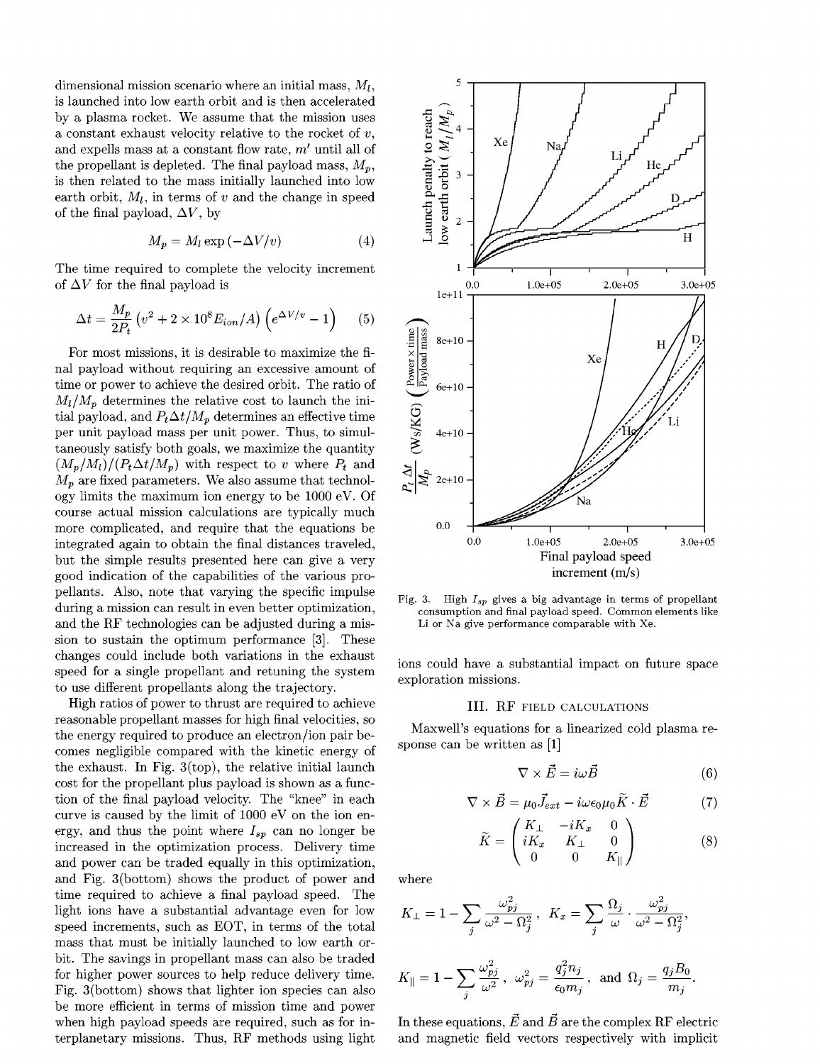dimensional mission scenario where an initial mass, $M_l$, is launched into low earth orbit and is then accelerated by a plasma rocket. We assume that the mission uses a constant exhaust velocity relative to the rocket of $v$, and expells mass at a constant flow rate, $m'$ until all of the propellant is depleted. The final payload mass, $M_p$, is then related to the mass initially launched into low earth orbit, $M_l$, in terms of $v$ and the change in speed of the final payload, $\Delta V$, by

$$M_p = M_l \exp\left(-\Delta V / v\right) \tag{4}$$

The time required to complete the velocity increment of $\Delta V$ for the final payload is

$$\Delta t = \frac{M_p}{2P_t}\left(v^2 + 2\times 10^8 E_{ion}/A\right)\left(e^{\Delta V/v} - 1\right) \tag{5}$$

For most missions, it is desirable to maximize the final payload without requiring an excessive amount of time or power to achieve the desired orbit. The ratio of $M_l/M_p$ determines the relative cost to launch the initial payload, and $P_t \Delta t / M_p$ determines an effective time per unit payload mass per unit power. Thus, to simultaneously satisfy both goals, we maximize the quantity $(M_p/M_l)/(P_t\Delta t/M_p)$ with respect to $v$ where $P_t$ and $M_p$ are fixed parameters. We also assume that technology limits the maximum ion energy to be 1000 eV. Of course actual mission calculations are typically much more complicated, and require that the equations be integrated again to obtain the final distances traveled, but the simple results presented here can give a very good indication of the capabilities of the various propellants. Also, note that varying the specific impulse during a mission can result in even better optimization, and the RF technologies can be adjusted during a mission to sustain the optimum performance [3]. These changes could include both variations in the exhaust speed for a single propellant and retuning the system to use different propellants along the trajectory.

High ratios of power to thrust are required to achieve reasonable propellant masses for high final velocities, so the energy required to produce an electron/ion pair becomes negligible compared with the kinetic energy of the exhaust. In Fig. 3(top), the relative initial launch cost for the propellant plus payload is shown as a function of the final payload velocity. The "knee" in each curve is caused by the limit of 1000 eV on the ion energy, and thus the point where $I_{sp}$ can no longer be increased in the optimization process. Delivery time and power can be traded equally in this optimization, and Fig. 3(bottom) shows the product of power and time required to achieve a final payload speed. The light ions have a substantial advantage even for low speed increments, such as EOT, in terms of the total mass that must be initially launched to low earth orbit. The savings in propellant mass can also be traded for higher power sources to help reduce delivery time. Fig. 3(bottom) shows that lighter ion species can also be more efficient in terms of mission time and power when high payload speeds are required, such as for interplanetary missions. Thus, RF methods using light ions could have a substantial impact on future space exploration missions.

Fig. 3. High $I_{sp}$ gives a big advantage in terms of propellant consumption and final payload speed. Common elements like Li or Na give performance comparable with Xe.

## III. RF field calculations

Maxwell's equations for a linearized cold plasma response can be written as [1]

$$\nabla \times \vec{E} = i\omega \vec{B} \tag{6}$$

$$\nabla \times \vec{B} = \mu_0 \vec{J}_{ext} - i\omega\epsilon_0\mu_0 \widetilde{K}\cdot\vec{E} \tag{7}$$

$$\widetilde{K} = \begin{pmatrix} K_\perp & -iK_x & 0 \\ iK_x & K_\perp & 0 \\ 0 & 0 & K_\parallel \end{pmatrix} \tag{8}$$

where

$$K_\perp = 1 - \sum_j \frac{\omega_{pj}^2}{\omega^2 - \Omega_j^2}, \quad K_x = \sum_j \frac{\Omega_j}{\omega}\cdot\frac{\omega_{pj}^2}{\omega^2 - \Omega_j^2},$$

$$K_\parallel = 1 - \sum_j \frac{\omega_{pj}^2}{\omega^2}, \quad \omega_{pj}^2 = \frac{q_j^2 n_j}{\epsilon_0 m_j}, \quad \text{and } \Omega_j = \frac{q_j B_0}{m_j}.$$

In these equations, $\vec{E}$ and $\vec{B}$ are the complex RF electric and magnetic field vectors respectively with implicit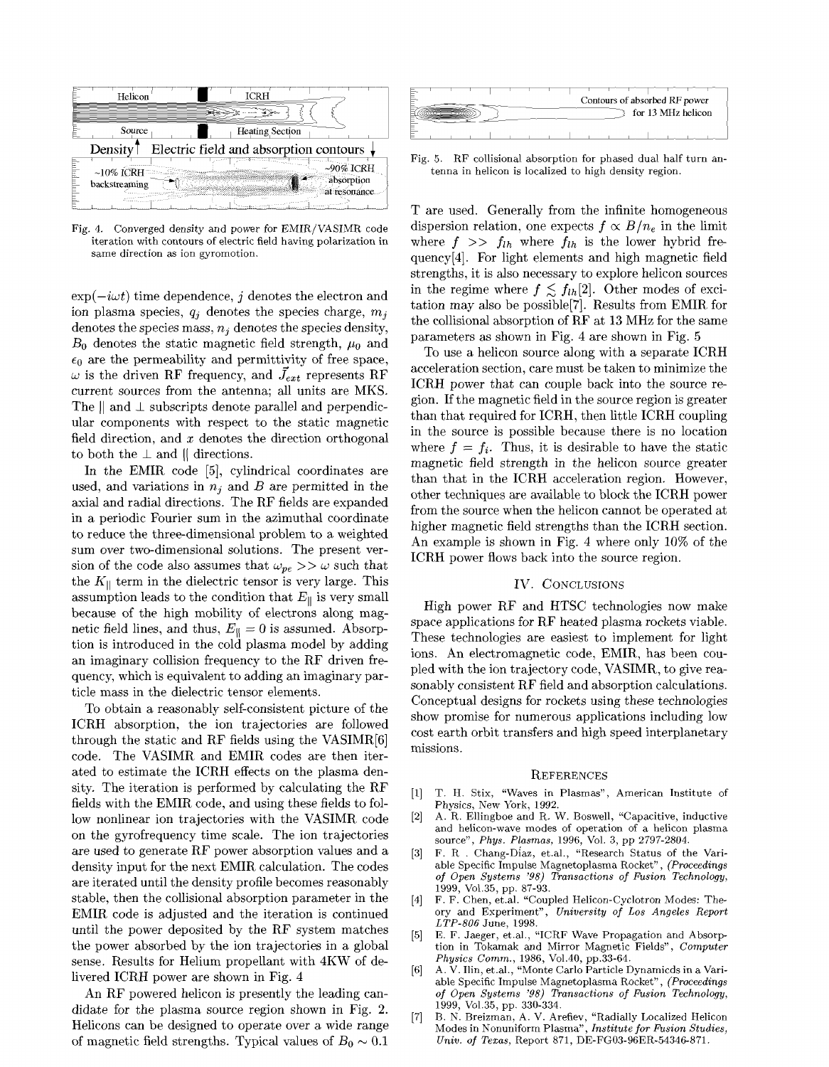Helicon

ICRH

Source

Heating Section

Density ↑ Electric field and absorption contours ↓

~10% ICRH backstreaming

~90% ICRH absorption at resonance

Fig. 4. Converged density and power for EMIR/VASIMR code iteration with contours of electric field having polarization in same direction as ion gyromotion.

$\exp(-i\omega t)$ time dependence, $j$ denotes the electron and ion plasma species, $q_j$ denotes the species charge, $m_j$ denotes the species mass, $n_j$ denotes the species density, $B_0$ denotes the static magnetic field strength, $\mu_0$ and $\epsilon_0$ are the permeability and permittivity of free space, $\omega$ is the driven RF frequency, and $\vec{J}_{ext}$ represents RF current sources from the antenna; all units are MKS. The $\|$ and $\perp$ subscripts denote parallel and perpendicular components with respect to the static magnetic field direction, and $x$ denotes the direction orthogonal to both the $\perp$ and $\|$ directions.

In the EMIR code [5], cylindrical coordinates are used, and variations in $n_j$ and $B$ are permitted in the axial and radial directions. The RF fields are expanded in a periodic Fourier sum in the azimuthal coordinate to reduce the three-dimensional problem to a weighted sum over two-dimensional solutions. The present version of the code also assumes that $\omega_{pe} >> \omega$ such that the $K_{\|}$ term in the dielectric tensor is very large. This assumption leads to the condition that $E_{\|}$ is very small because of the high mobility of electrons along magnetic field lines, and thus, $E_{\|} = 0$ is assumed. Absorption is introduced in the cold plasma model by adding an imaginary collision frequency to the RF driven frequency, which is equivalent to adding an imaginary particle mass in the dielectric tensor elements.

To obtain a reasonably self-consistent picture of the ICRH absorption, the ion trajectories are followed through the static and RF fields using the VASIMR[6] code. The VASIMR and EMIR codes are then iterated to estimate the ICRH effects on the plasma density. The iteration is performed by calculating the RF fields with the EMIR code, and using these fields to follow nonlinear ion trajectories with the VASIMR code on the gyrofrequency time scale. The ion trajectories are used to generate RF power absorption values and a density input for the next EMIR calculation. The codes are iterated until the density profile becomes reasonably stable, then the collisional absorption parameter in the EMIR code is adjusted and the iteration is continued until the power deposited by the RF system matches the power absorbed by the ion trajectories in a global sense. Results for Helium propellant with 4KW of delivered ICRH power are shown in Fig. 4

An RF powered helicon is presently the leading candidate for the plasma source region shown in Fig. 2. Helicons can be designed to operate over a wide range of magnetic field strengths. Typical values of $B_0 \sim 0.1$ T are used. Generally from the infinite homogeneous dispersion relation, one expects $f \propto B/n_e$ in the limit where $f >> f_{lh}$ where $f_{lh}$ is the lower hybrid frequency[4]. For light elements and high magnetic field strengths, it is also necessary to explore helicon sources in the regime where $f \lesssim f_{lh}$[2]. Other modes of excitation may also be possible[7]. Results from EMIR for the collisional absorption of RF at 13 MHz for the same parameters as shown in Fig. 4 are shown in Fig. 5

Contours of absorbed RF power for 13 MHz helicon

Fig. 5. RF collisional absorption for phased dual half turn antenna in helicon is localized to high density region.

To use a helicon source along with a separate ICRH acceleration section, care must be taken to minimize the ICRH power that can couple back into the source region. If the magnetic field in the source region is greater than that required for ICRH, then little ICRH coupling in the source is possible because there is no location where $f = f_i$. Thus, it is desirable to have the static magnetic field strength in the helicon source greater than that in the ICRH acceleration region. However, other techniques are available to block the ICRH power from the source when the helicon cannot be operated at higher magnetic field strengths than the ICRH section. An example is shown in Fig. 4 where only 10% of the ICRH power flows back into the source region.

## IV. Conclusions

High power RF and HTSC technologies now make space applications for RF heated plasma rockets viable. These technologies are easiest to implement for light ions. An electromagnetic code, EMIR, has been coupled with the ion trajectory code, VASIMR, to give reasonably consistent RF field and absorption calculations. Conceptual designs for rockets using these technologies show promise for numerous applications including low cost earth orbit transfers and high speed interplanetary missions.

## References

[1] T. H. Stix, "Waves in Plasmas", American Institute of Physics, New York, 1992.

[2] A. R. Ellingboe and R. W. Boswell, "Capacitive, inductive and helicon-wave modes of operation of a helicon plasma source", *Phys. Plasmas*, 1996, Vol. 3, pp 2797-2804.

[3] F. R . Chang-Díaz, et.al., "Research Status of the Variable Specific Impulse Magnetoplasma Rocket", *(Proceedings of Open Systems '98) Transactions of Fusion Technology*, 1999, Vol.35, pp. 87-93.

[4] F. F. Chen, et.al. "Coupled Helicon-Cyclotron Modes: Theory and Experiment", *University of Los Angeles Report LTP-806* June, 1998.

[5] E. F. Jaeger, et.al., "ICRF Wave Propagation and Absorption in Tokamak and Mirror Magnetic Fields", *Computer Physics Comm.*, 1986, Vol.40, pp.33-64.

[6] A. V. Ilin, et.al., "Monte Carlo Particle Dynamicds in a Variable Specific Impulse Magnetoplasma Rocket", *(Proceedings of Open Systems '98) Transactions of Fusion Technology*, 1999, Vol.35, pp. 330-334.

[7] B. N. Breizman, A. V. Arefiev, "Radially Localized Helicon Modes in Nonuniform Plasma", *Institute for Fusion Studies, Univ. of Texas*, Report 871, DE-FG03-96ER-54346-871.